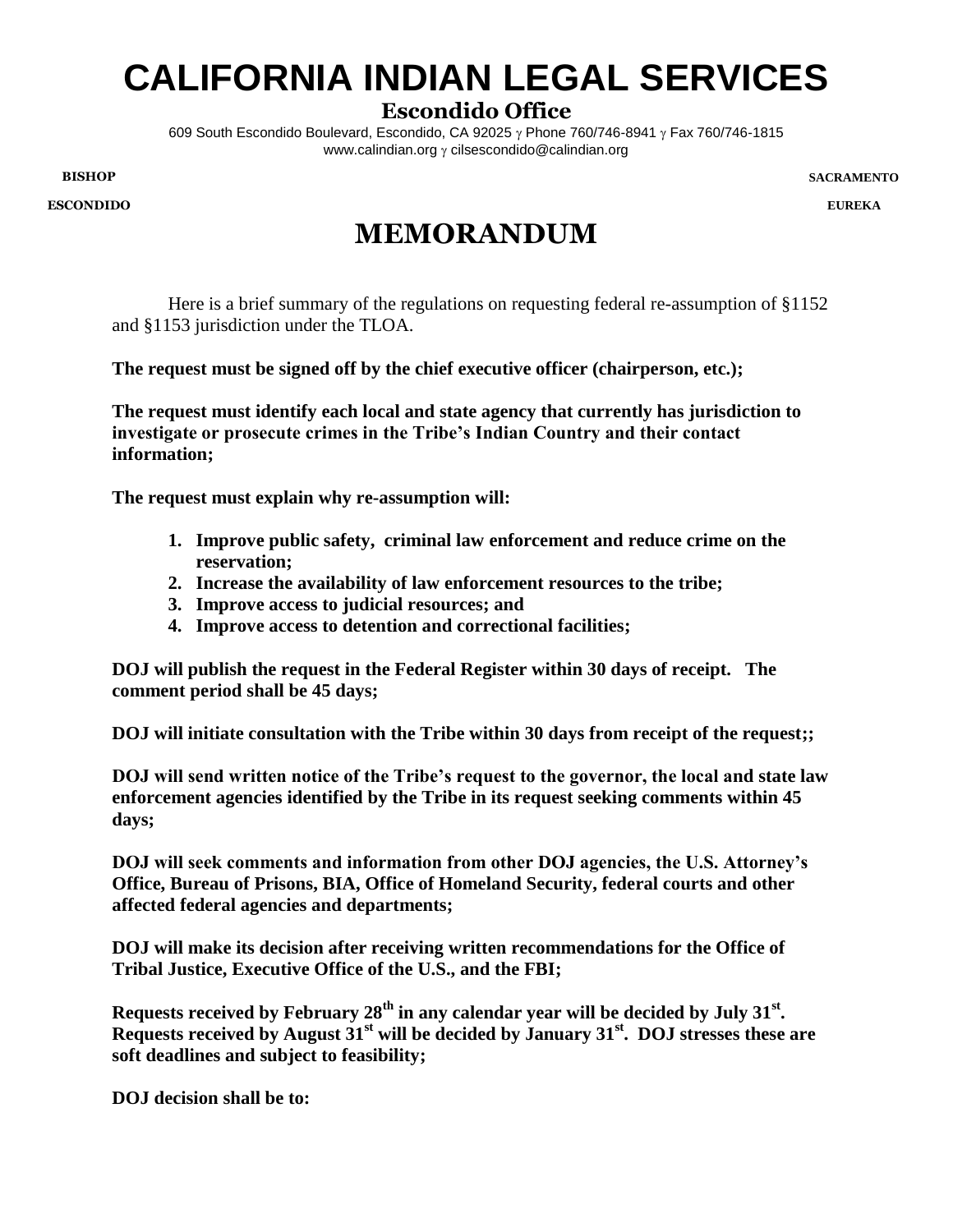# CALIFORNIA INDIAN LEGAL SERVICES

## Escondido Office

609 South Escondido Boulevard, Escondido, CA 92025 γ Phone 760/746-8941 γ Fax 760/746-1815
www.calindian.org γ cilsescondido@calindian.org

**BISHOP** **SACRAMENTO**

**ESCONDIDO** **EUREKA**

# MEMORANDUM

Here is a brief summary of the regulations on requesting federal re-assumption of §1152 and §1153 jurisdiction under the TLOA.

**The request must be signed off by the chief executive officer (chairperson, etc.);**

**The request must identify each local and state agency that currently has jurisdiction to investigate or prosecute crimes in the Tribe's Indian Country and their contact information;**

**The request must explain why re-assumption will:**

1. **Improve public safety, criminal law enforcement and reduce crime on the reservation;**
2. **Increase the availability of law enforcement resources to the tribe;**
3. **Improve access to judicial resources; and**
4. **Improve access to detention and correctional facilities;**

**DOJ will publish the request in the Federal Register within 30 days of receipt. The comment period shall be 45 days;**

**DOJ will initiate consultation with the Tribe within 30 days from receipt of the request;;**

**DOJ will send written notice of the Tribe's request to the governor, the local and state law enforcement agencies identified by the Tribe in its request seeking comments within 45 days;**

**DOJ will seek comments and information from other DOJ agencies, the U.S. Attorney's Office, Bureau of Prisons, BIA, Office of Homeland Security, federal courts and other affected federal agencies and departments;**

**DOJ will make its decision after receiving written recommendations for the Office of Tribal Justice, Executive Office of the U.S., and the FBI;**

**Requests received by February 28th in any calendar year will be decided by July 31st. Requests received by August 31st will be decided by January 31st. DOJ stresses these are soft deadlines and subject to feasibility;**

**DOJ decision shall be to:**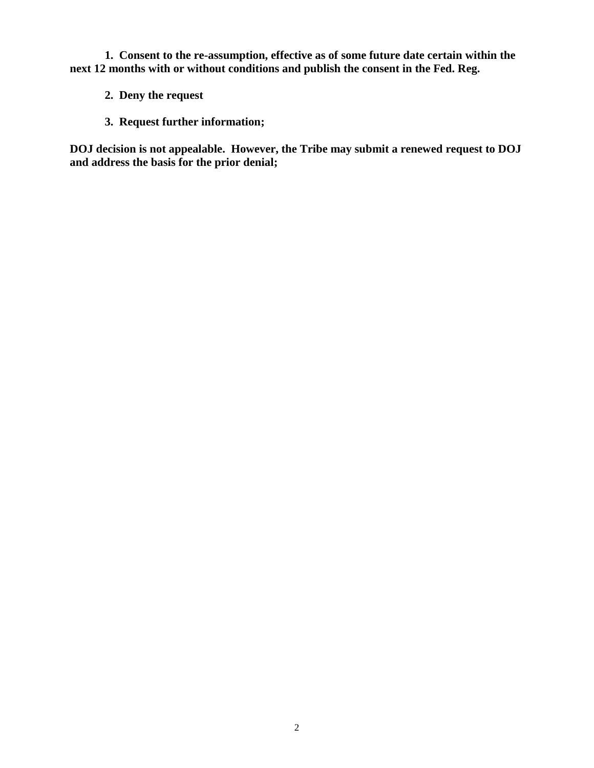**1. Consent to the re-assumption, effective as of some future date certain within the next 12 months with or without conditions and publish the consent in the Fed. Reg.**

**2. Deny the request**

**3. Request further information;**

**DOJ decision is not appealable. However, the Tribe may submit a renewed request to DOJ and address the basis for the prior denial;**